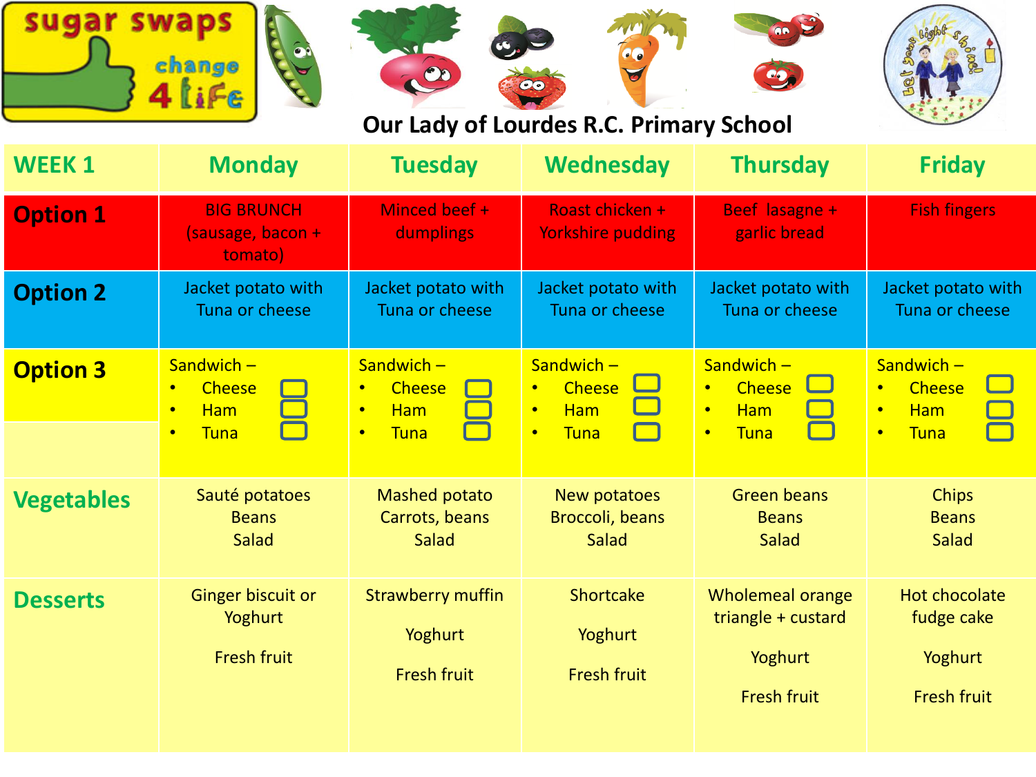sugar swaps change 4 life

# Our Lady of Lourdes R.C. Primary School

| WEEK 1 | Monday | Tuesday | Wednesday | Thursday | Friday |
|---|---|---|---|---|---|
| **Option 1** | BIG BRUNCH (sausage, bacon + tomato) | Minced beef + dumplings | Roast chicken + Yorkshire pudding | Beef lasagne + garlic bread | Fish fingers |
| **Option 2** | Jacket potato with Tuna or cheese | Jacket potato with Tuna or cheese | Jacket potato with Tuna or cheese | Jacket potato with Tuna or cheese | Jacket potato with Tuna or cheese |
| **Option 3** | Sandwich – • Cheese ☐ • Ham ☐ • Tuna ☐ | Sandwich – • Cheese ☐ • Ham ☐ • Tuna ☐ | Sandwich – • Cheese ☐ • Ham ☐ • Tuna ☐ | Sandwich – • Cheese ☐ • Ham ☐ • Tuna ☐ | Sandwich – • Cheese ☐ • Ham ☐ • Tuna ☐ |
| **Vegetables** | Sauté potatoes Beans Salad | Mashed potato Carrots, beans Salad | New potatoes Broccoli, beans Salad | Green beans Beans Salad | Chips Beans Salad |
| **Desserts** | Ginger biscuit or Yoghurt Fresh fruit | Strawberry muffin Yoghurt Fresh fruit | Shortcake Yoghurt Fresh fruit | Wholemeal orange triangle + custard Yoghurt Fresh fruit | Hot chocolate fudge cake Yoghurt Fresh fruit |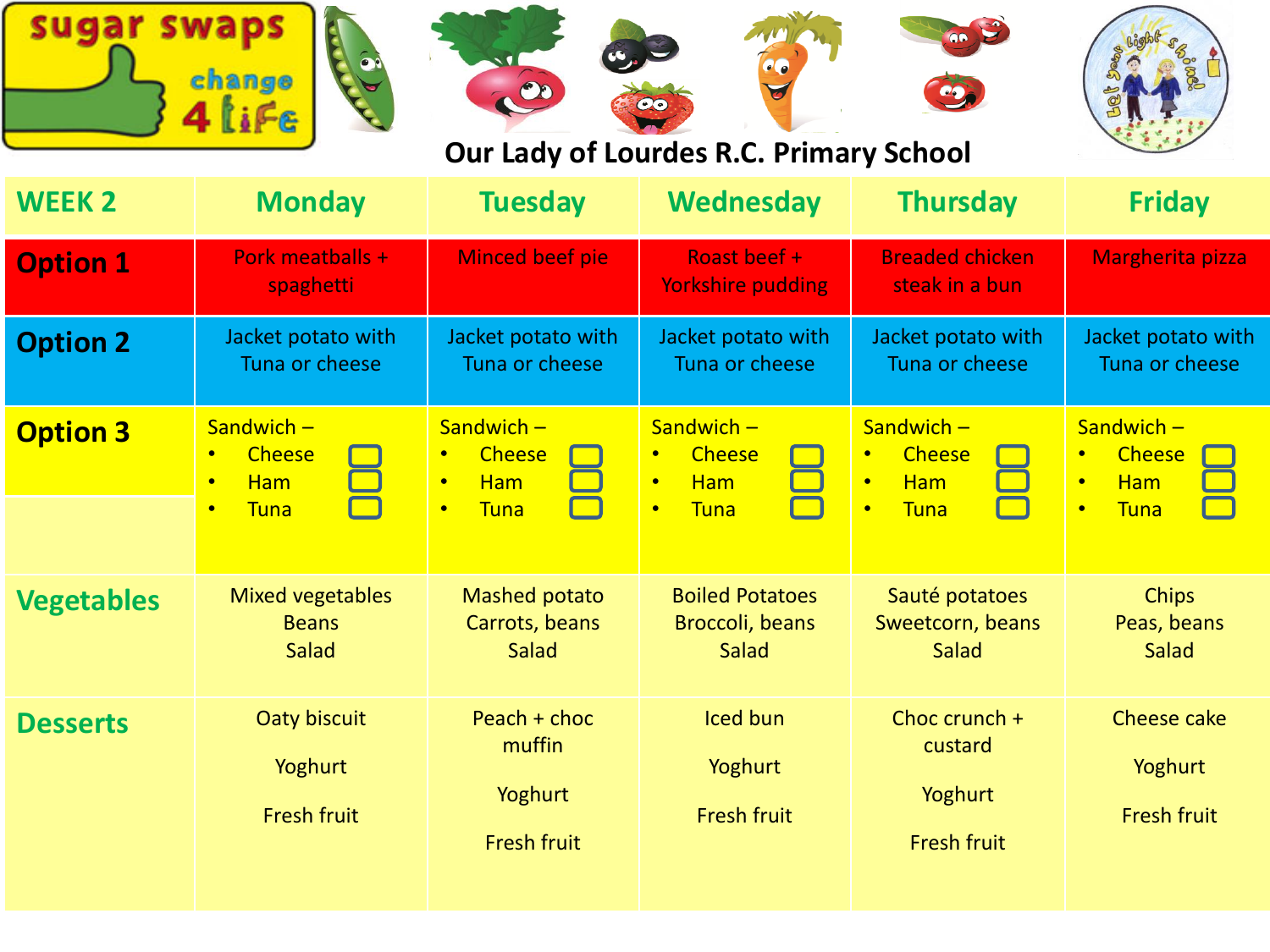# Our Lady of Lourdes R.C. Primary School

| WEEK 2 | Monday | Tuesday | Wednesday | Thursday | Friday |
|---|---|---|---|---|---|
| **Option 1** | Pork meatballs + spaghetti | Minced beef pie | Roast beef + Yorkshire pudding | Breaded chicken steak in a bun | Margherita pizza |
| **Option 2** | Jacket potato with Tuna or cheese | Jacket potato with Tuna or cheese | Jacket potato with Tuna or cheese | Jacket potato with Tuna or cheese | Jacket potato with Tuna or cheese |
| **Option 3** | Sandwich – • Cheese ☐ • Ham ☐ • Tuna ☐ | Sandwich – • Cheese ☐ • Ham ☐ • Tuna ☐ | Sandwich – • Cheese ☐ • Ham ☐ • Tuna ☐ | Sandwich – • Cheese ☐ • Ham ☐ • Tuna ☐ | Sandwich – • Cheese ☐ • Ham ☐ • Tuna ☐ |
| **Vegetables** | Mixed vegetables Beans Salad | Mashed potato Carrots, beans Salad | Boiled Potatoes Broccoli, beans Salad | Sauté potatoes Sweetcorn, beans Salad | Chips Peas, beans Salad |
| **Desserts** | Oaty biscuit Yoghurt Fresh fruit | Peach + choc muffin Yoghurt Fresh fruit | Iced bun Yoghurt Fresh fruit | Choc crunch + custard Yoghurt Fresh fruit | Cheese cake Yoghurt Fresh fruit |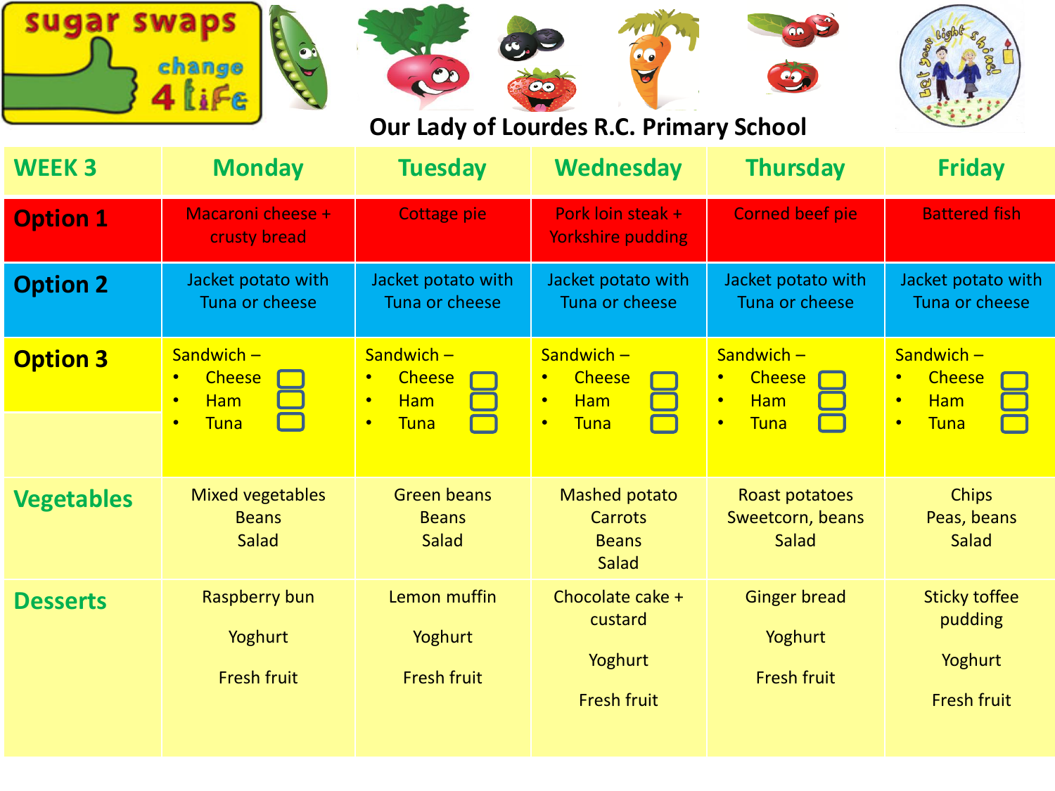# Our Lady of Lourdes R.C. Primary School

sugar swaps change 4 Life

| WEEK 3 | Monday | Tuesday | Wednesday | Thursday | Friday |
|---|---|---|---|---|---|
| **Option 1** | Macaroni cheese + crusty bread | Cottage pie | Pork loin steak + Yorkshire pudding | Corned beef pie | Battered fish |
| **Option 2** | Jacket potato with Tuna or cheese | Jacket potato with Tuna or cheese | Jacket potato with Tuna or cheese | Jacket potato with Tuna or cheese | Jacket potato with Tuna or cheese |
| **Option 3** | Sandwich – <br>• Cheese ☐<br>• Ham ☐<br>• Tuna ☐ | Sandwich – <br>• Cheese ☐<br>• Ham ☐<br>• Tuna ☐ | Sandwich – <br>• Cheese ☐<br>• Ham ☐<br>• Tuna ☐ | Sandwich – <br>• Cheese ☐<br>• Ham ☐<br>• Tuna ☐ | Sandwich – <br>• Cheese ☐<br>• Ham ☐<br>• Tuna ☐ |
| **Vegetables** | Mixed vegetables<br>Beans<br>Salad | Green beans<br>Beans<br>Salad | Mashed potato<br>Carrots<br>Beans<br>Salad | Roast potatoes<br>Sweetcorn, beans<br>Salad | Chips<br>Peas, beans<br>Salad |
| **Desserts** | Raspberry bun<br>Yoghurt<br>Fresh fruit | Lemon muffin<br>Yoghurt<br>Fresh fruit | Chocolate cake + custard<br>Yoghurt<br>Fresh fruit | Ginger bread<br>Yoghurt<br>Fresh fruit | Sticky toffee pudding<br>Yoghurt<br>Fresh fruit |